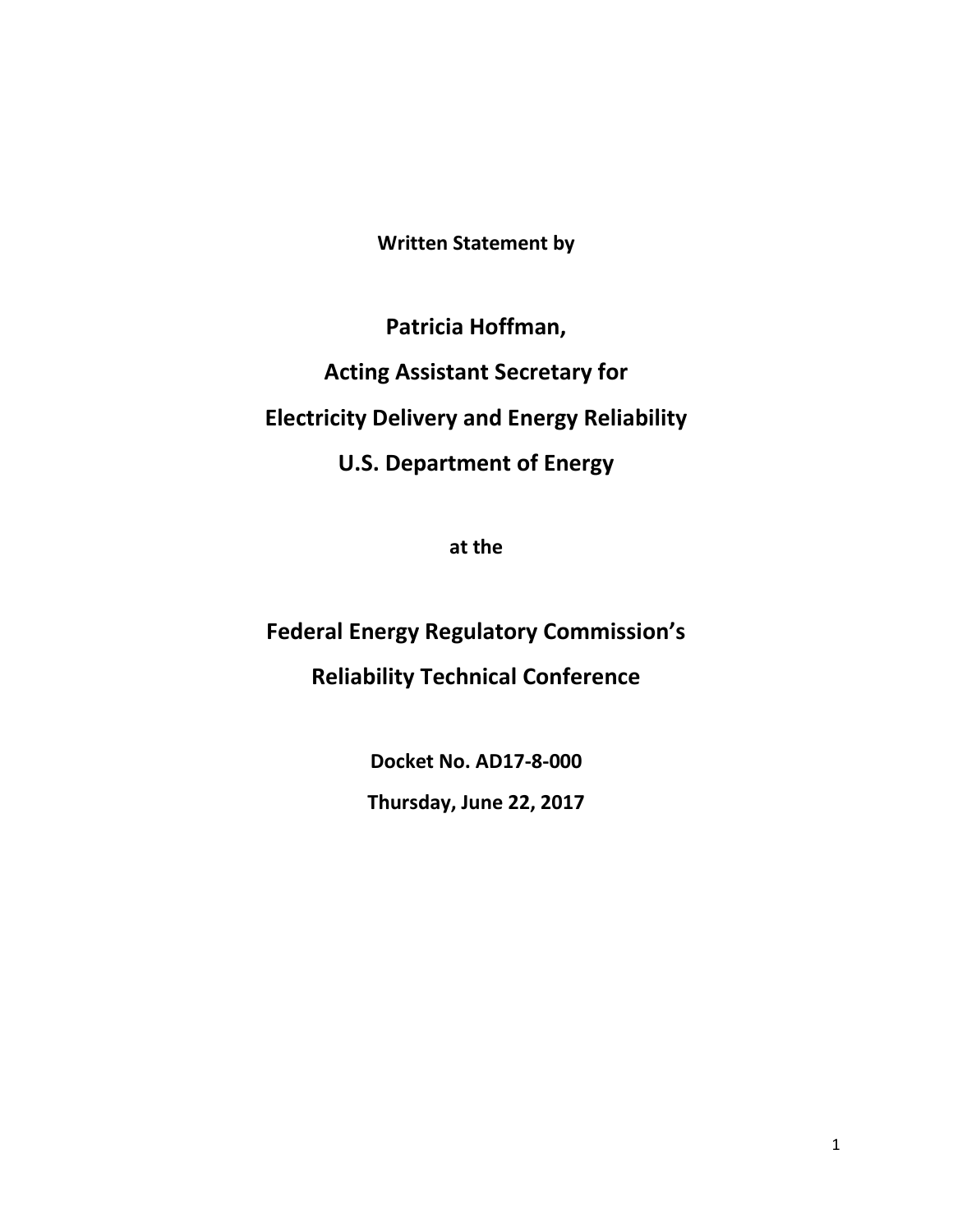**Written Statement by**

# Patricia Hoffman,

# Acting Assistant Secretary for

# Electricity Delivery and Energy Reliability

# U.S. Department of Energy

**at the**

# Federal Energy Regulatory Commission's

# Reliability Technical Conference

**Docket No. AD17-8-000**

**Thursday, June 22, 2017**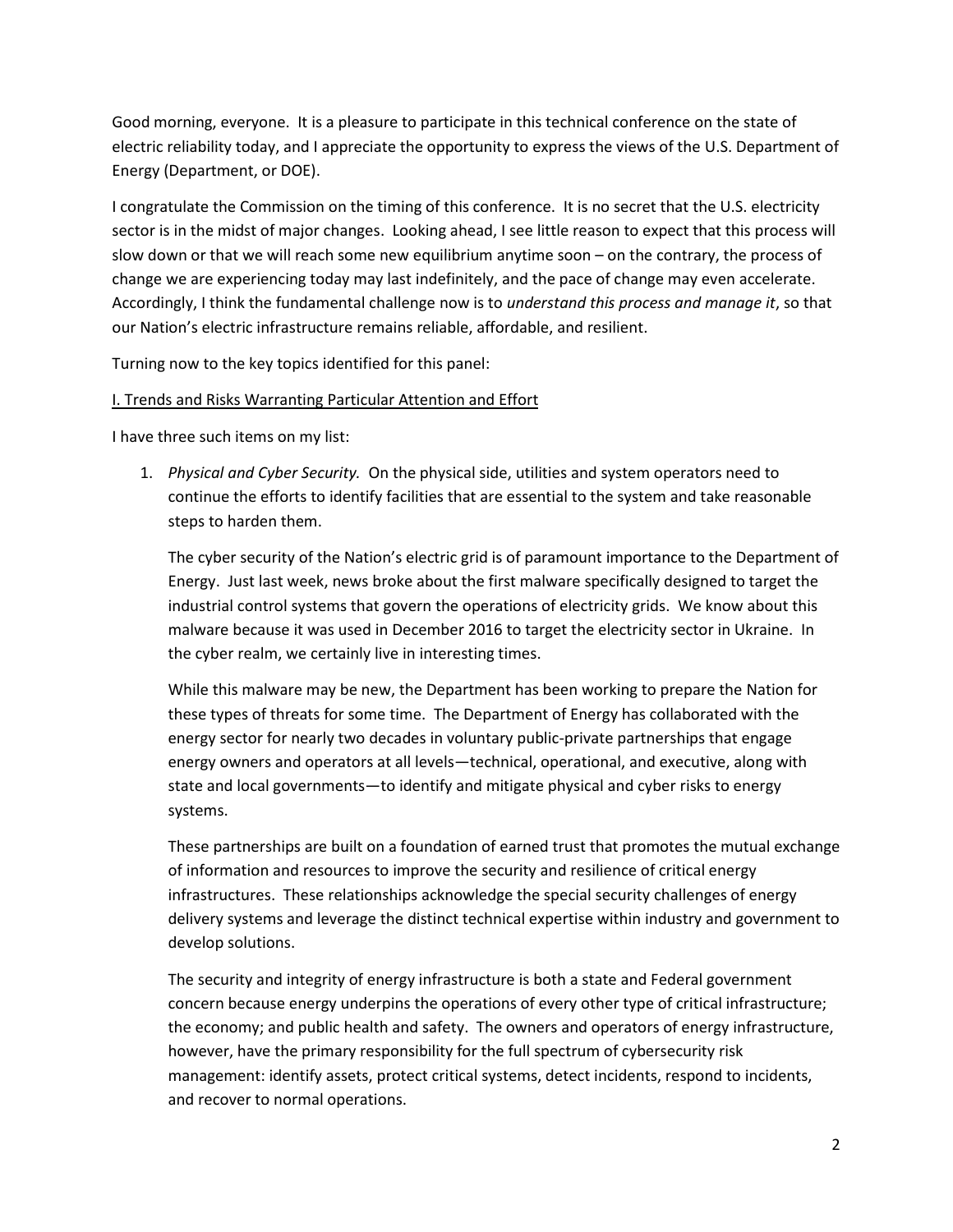Good morning, everyone. It is a pleasure to participate in this technical conference on the state of electric reliability today, and I appreciate the opportunity to express the views of the U.S. Department of Energy (Department, or DOE).

I congratulate the Commission on the timing of this conference. It is no secret that the U.S. electricity sector is in the midst of major changes. Looking ahead, I see little reason to expect that this process will slow down or that we will reach some new equilibrium anytime soon – on the contrary, the process of change we are experiencing today may last indefinitely, and the pace of change may even accelerate. Accordingly, I think the fundamental challenge now is to *understand this process and manage it*, so that our Nation's electric infrastructure remains reliable, affordable, and resilient.

Turning now to the key topics identified for this panel:

<u>I. Trends and Risks Warranting Particular Attention and Effort</u>

I have three such items on my list:

1. *Physical and Cyber Security.* On the physical side, utilities and system operators need to continue the efforts to identify facilities that are essential to the system and take reasonable steps to harden them.

   The cyber security of the Nation's electric grid is of paramount importance to the Department of Energy. Just last week, news broke about the first malware specifically designed to target the industrial control systems that govern the operations of electricity grids. We know about this malware because it was used in December 2016 to target the electricity sector in Ukraine. In the cyber realm, we certainly live in interesting times.

   While this malware may be new, the Department has been working to prepare the Nation for these types of threats for some time. The Department of Energy has collaborated with the energy sector for nearly two decades in voluntary public-private partnerships that engage energy owners and operators at all levels—technical, operational, and executive, along with state and local governments—to identify and mitigate physical and cyber risks to energy systems.

   These partnerships are built on a foundation of earned trust that promotes the mutual exchange of information and resources to improve the security and resilience of critical energy infrastructures. These relationships acknowledge the special security challenges of energy delivery systems and leverage the distinct technical expertise within industry and government to develop solutions.

   The security and integrity of energy infrastructure is both a state and Federal government concern because energy underpins the operations of every other type of critical infrastructure; the economy; and public health and safety. The owners and operators of energy infrastructure, however, have the primary responsibility for the full spectrum of cybersecurity risk management: identify assets, protect critical systems, detect incidents, respond to incidents, and recover to normal operations.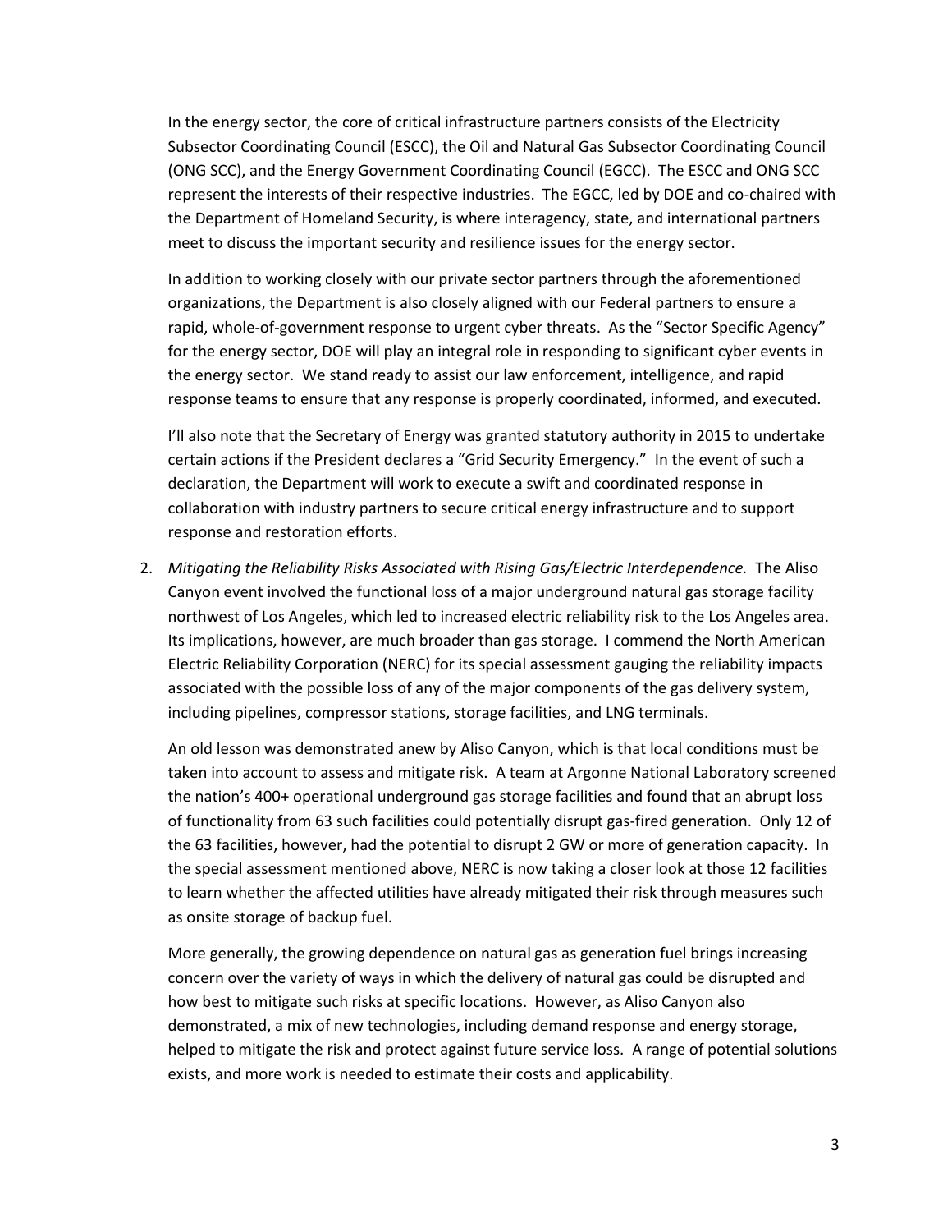In the energy sector, the core of critical infrastructure partners consists of the Electricity Subsector Coordinating Council (ESCC), the Oil and Natural Gas Subsector Coordinating Council (ONG SCC), and the Energy Government Coordinating Council (EGCC). The ESCC and ONG SCC represent the interests of their respective industries. The EGCC, led by DOE and co-chaired with the Department of Homeland Security, is where interagency, state, and international partners meet to discuss the important security and resilience issues for the energy sector.

In addition to working closely with our private sector partners through the aforementioned organizations, the Department is also closely aligned with our Federal partners to ensure a rapid, whole-of-government response to urgent cyber threats. As the "Sector Specific Agency" for the energy sector, DOE will play an integral role in responding to significant cyber events in the energy sector. We stand ready to assist our law enforcement, intelligence, and rapid response teams to ensure that any response is properly coordinated, informed, and executed.

I'll also note that the Secretary of Energy was granted statutory authority in 2015 to undertake certain actions if the President declares a "Grid Security Emergency." In the event of such a declaration, the Department will work to execute a swift and coordinated response in collaboration with industry partners to secure critical energy infrastructure and to support response and restoration efforts.

2. *Mitigating the Reliability Risks Associated with Rising Gas/Electric Interdependence.* The Aliso Canyon event involved the functional loss of a major underground natural gas storage facility northwest of Los Angeles, which led to increased electric reliability risk to the Los Angeles area. Its implications, however, are much broader than gas storage. I commend the North American Electric Reliability Corporation (NERC) for its special assessment gauging the reliability impacts associated with the possible loss of any of the major components of the gas delivery system, including pipelines, compressor stations, storage facilities, and LNG terminals.

   An old lesson was demonstrated anew by Aliso Canyon, which is that local conditions must be taken into account to assess and mitigate risk. A team at Argonne National Laboratory screened the nation's 400+ operational underground gas storage facilities and found that an abrupt loss of functionality from 63 such facilities could potentially disrupt gas-fired generation. Only 12 of the 63 facilities, however, had the potential to disrupt 2 GW or more of generation capacity. In the special assessment mentioned above, NERC is now taking a closer look at those 12 facilities to learn whether the affected utilities have already mitigated their risk through measures such as onsite storage of backup fuel.

   More generally, the growing dependence on natural gas as generation fuel brings increasing concern over the variety of ways in which the delivery of natural gas could be disrupted and how best to mitigate such risks at specific locations. However, as Aliso Canyon also demonstrated, a mix of new technologies, including demand response and energy storage, helped to mitigate the risk and protect against future service loss. A range of potential solutions exists, and more work is needed to estimate their costs and applicability.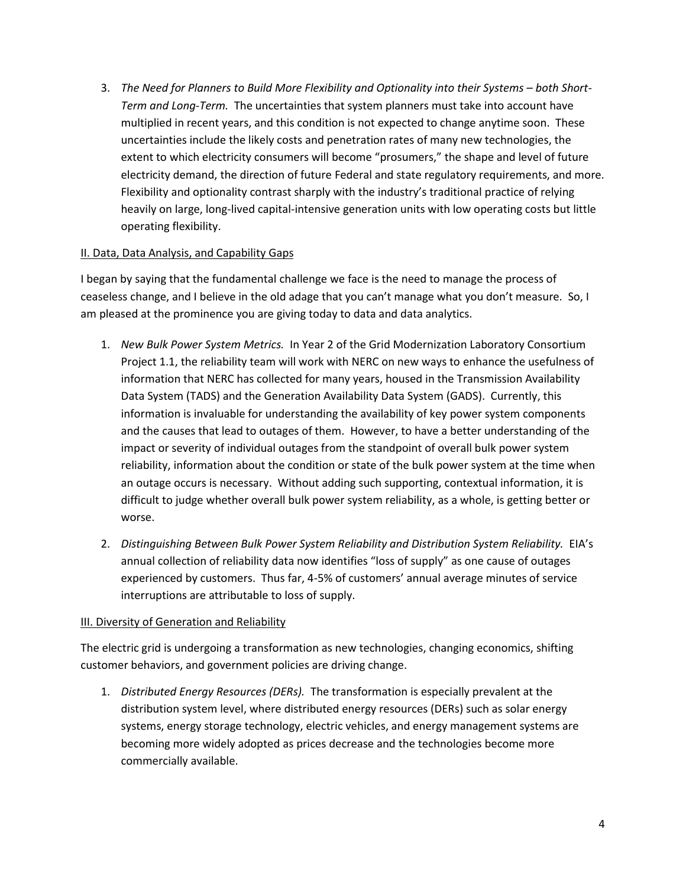3. *The Need for Planners to Build More Flexibility and Optionality into their Systems – both Short-Term and Long-Term.* The uncertainties that system planners must take into account have multiplied in recent years, and this condition is not expected to change anytime soon. These uncertainties include the likely costs and penetration rates of many new technologies, the extent to which electricity consumers will become "prosumers," the shape and level of future electricity demand, the direction of future Federal and state regulatory requirements, and more. Flexibility and optionality contrast sharply with the industry's traditional practice of relying heavily on large, long-lived capital-intensive generation units with low operating costs but little operating flexibility.

<u>II. Data, Data Analysis, and Capability Gaps</u>

I began by saying that the fundamental challenge we face is the need to manage the process of ceaseless change, and I believe in the old adage that you can't manage what you don't measure. So, I am pleased at the prominence you are giving today to data and data analytics.

1. *New Bulk Power System Metrics.* In Year 2 of the Grid Modernization Laboratory Consortium Project 1.1, the reliability team will work with NERC on new ways to enhance the usefulness of information that NERC has collected for many years, housed in the Transmission Availability Data System (TADS) and the Generation Availability Data System (GADS). Currently, this information is invaluable for understanding the availability of key power system components and the causes that lead to outages of them. However, to have a better understanding of the impact or severity of individual outages from the standpoint of overall bulk power system reliability, information about the condition or state of the bulk power system at the time when an outage occurs is necessary. Without adding such supporting, contextual information, it is difficult to judge whether overall bulk power system reliability, as a whole, is getting better or worse.

2. *Distinguishing Between Bulk Power System Reliability and Distribution System Reliability.* EIA's annual collection of reliability data now identifies "loss of supply" as one cause of outages experienced by customers. Thus far, 4-5% of customers' annual average minutes of service interruptions are attributable to loss of supply.

<u>III. Diversity of Generation and Reliability</u>

The electric grid is undergoing a transformation as new technologies, changing economics, shifting customer behaviors, and government policies are driving change.

1. *Distributed Energy Resources (DERs).* The transformation is especially prevalent at the distribution system level, where distributed energy resources (DERs) such as solar energy systems, energy storage technology, electric vehicles, and energy management systems are becoming more widely adopted as prices decrease and the technologies become more commercially available.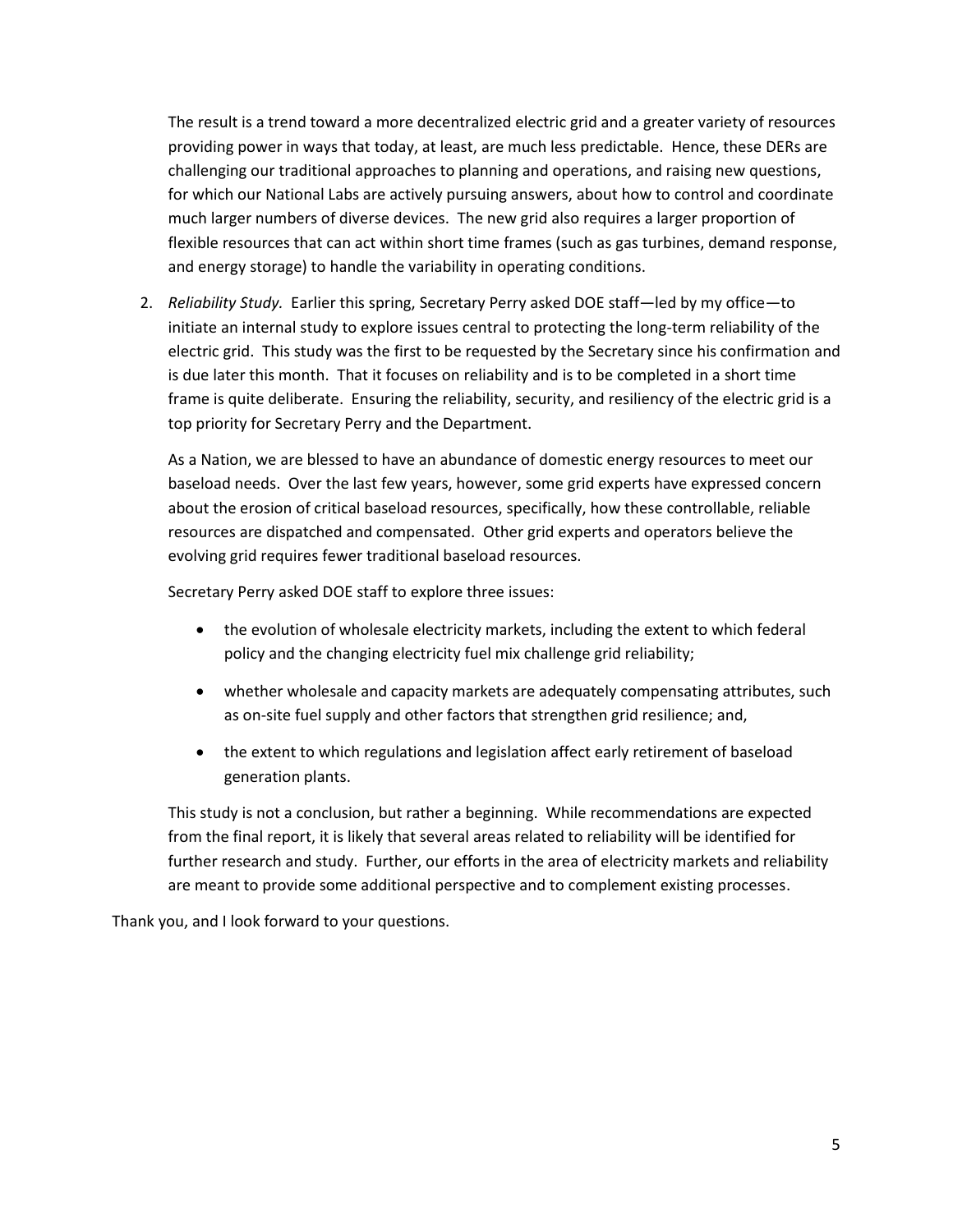The result is a trend toward a more decentralized electric grid and a greater variety of resources providing power in ways that today, at least, are much less predictable. Hence, these DERs are challenging our traditional approaches to planning and operations, and raising new questions, for which our National Labs are actively pursuing answers, about how to control and coordinate much larger numbers of diverse devices. The new grid also requires a larger proportion of flexible resources that can act within short time frames (such as gas turbines, demand response, and energy storage) to handle the variability in operating conditions.

2. *Reliability Study.* Earlier this spring, Secretary Perry asked DOE staff—led by my office—to initiate an internal study to explore issues central to protecting the long-term reliability of the electric grid. This study was the first to be requested by the Secretary since his confirmation and is due later this month. That it focuses on reliability and is to be completed in a short time frame is quite deliberate. Ensuring the reliability, security, and resiliency of the electric grid is a top priority for Secretary Perry and the Department.

   As a Nation, we are blessed to have an abundance of domestic energy resources to meet our baseload needs. Over the last few years, however, some grid experts have expressed concern about the erosion of critical baseload resources, specifically, how these controllable, reliable resources are dispatched and compensated. Other grid experts and operators believe the evolving grid requires fewer traditional baseload resources.

   Secretary Perry asked DOE staff to explore three issues:

   - the evolution of wholesale electricity markets, including the extent to which federal policy and the changing electricity fuel mix challenge grid reliability;
   - whether wholesale and capacity markets are adequately compensating attributes, such as on-site fuel supply and other factors that strengthen grid resilience; and,
   - the extent to which regulations and legislation affect early retirement of baseload generation plants.

   This study is not a conclusion, but rather a beginning. While recommendations are expected from the final report, it is likely that several areas related to reliability will be identified for further research and study. Further, our efforts in the area of electricity markets and reliability are meant to provide some additional perspective and to complement existing processes.

Thank you, and I look forward to your questions.